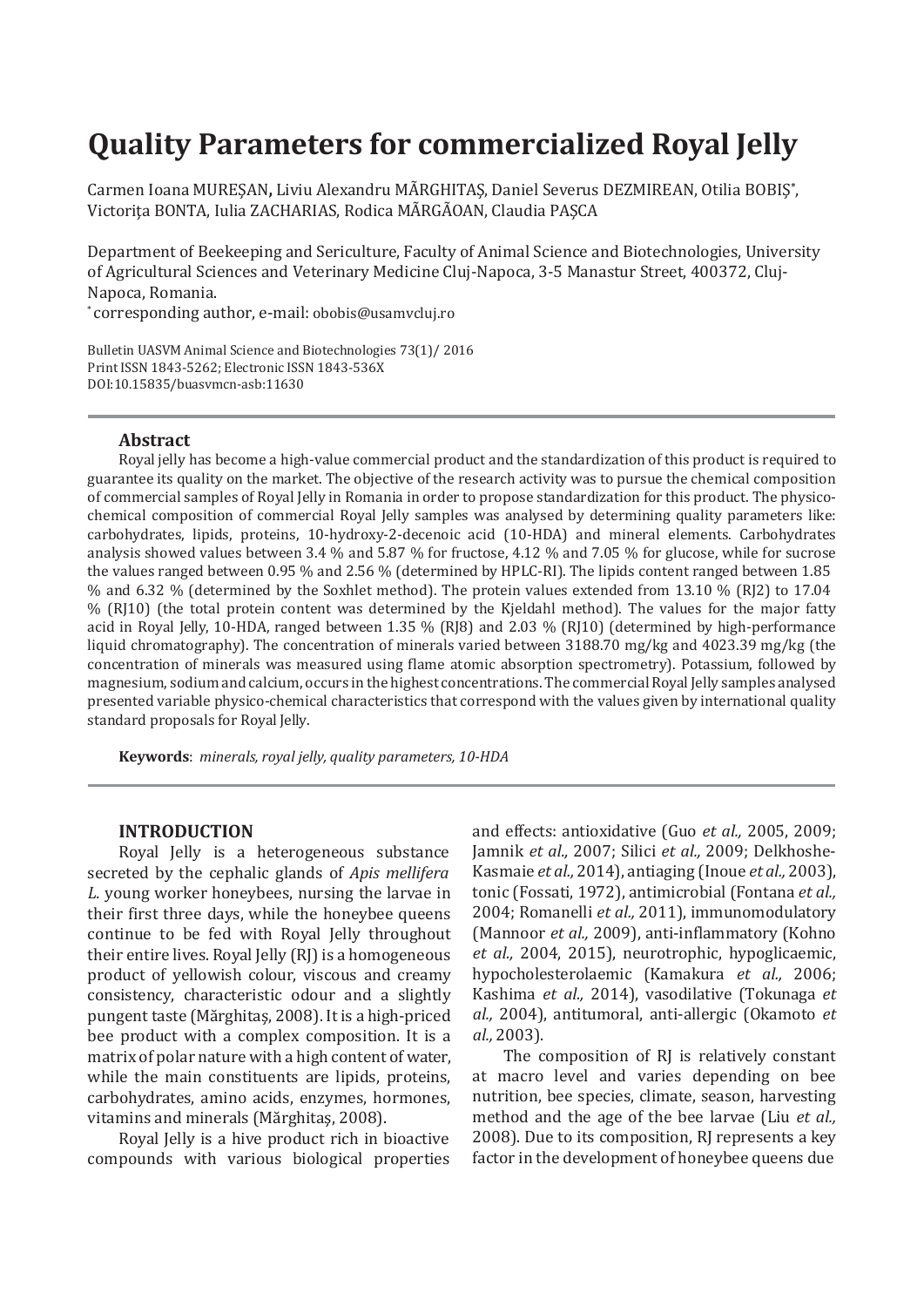# Quality Parameters for commercialized Royal Jelly

Carmen Ioana MUREȘAN, Liviu Alexandru MĂRGHITAȘ, Daniel Severus DEZMIREAN, Otilia BOBIȘ*, Victorița BONTA, Iulia ZACHARIAS, Rodica MĂRGĂOAN, Claudia PAȘCA

Department of Beekeeping and Sericulture, Faculty of Animal Science and Biotechnologies, University of Agricultural Sciences and Veterinary Medicine Cluj-Napoca, 3-5 Manastur Street, 400372, Cluj-Napoca, Romania.

* corresponding author, e-mail: obobis@usamvcluj.ro

Bulletin UASVM Animal Science and Biotechnologies 73(1)/ 2016
Print ISSN 1843-5262; Electronic ISSN 1843-536X
DOI:10.15835/buasvmcn-asb:11630

### Abstract

Royal jelly has become a high-value commercial product and the standardization of this product is required to guarantee its quality on the market. The objective of the research activity was to pursue the chemical composition of commercial samples of Royal Jelly in Romania in order to propose standardization for this product. The physico-chemical composition of commercial Royal Jelly samples was analysed by determining quality parameters like: carbohydrates, lipids, proteins, 10-hydroxy-2-decenoic acid (10-HDA) and mineral elements. Carbohydrates analysis showed values between 3.4 % and 5.87 % for fructose, 4.12 % and 7.05 % for glucose, while for sucrose the values ranged between 0.95 % and 2.56 % (determined by HPLC-RI). The lipids content ranged between 1.85 % and 6.32 % (determined by the Soxhlet method). The protein values extended from 13.10 % (RJ2) to 17.04 % (RJ10) (the total protein content was determined by the Kjeldahl method). The values for the major fatty acid in Royal Jelly, 10-HDA, ranged between 1.35 % (RJ8) and 2.03 % (RJ10) (determined by high-performance liquid chromatography). The concentration of minerals varied between 3188.70 mg/kg and 4023.39 mg/kg (the concentration of minerals was measured using flame atomic absorption spectrometry). Potassium, followed by magnesium, sodium and calcium, occurs in the highest concentrations. The commercial Royal Jelly samples analysed presented variable physico-chemical characteristics that correspond with the values given by international quality standard proposals for Royal Jelly.

**Keywords**: *minerals, royal jelly, quality parameters, 10-HDA*

## INTRODUCTION

Royal Jelly is a heterogeneous substance secreted by the cephalic glands of *Apis mellifera L.* young worker honeybees, nursing the larvae in their first three days, while the honeybee queens continue to be fed with Royal Jelly throughout their entire lives. Royal Jelly (RJ) is a homogeneous product of yellowish colour, viscous and creamy consistency, characteristic odour and a slightly pungent taste (Mărghitaș, 2008). It is a high-priced bee product with a complex composition. It is a matrix of polar nature with a high content of water, while the main constituents are lipids, proteins, carbohydrates, amino acids, enzymes, hormones, vitamins and minerals (Mărghitaș, 2008).

Royal Jelly is a hive product rich in bioactive compounds with various biological properties and effects: antioxidative (Guo *et al.,* 2005, 2009; Jamnik *et al.,* 2007; Silici *et al.,* 2009; Delkhoshe-Kasmaie *et al.,* 2014), antiaging (Inoue *et al.,* 2003), tonic (Fossati, 1972), antimicrobial (Fontana *et al.,* 2004; Romanelli *et al.,* 2011), immunomodulatory (Mannoor *et al.,* 2009), anti-inflammatory (Kohno *et al.,* 2004, 2015), neurotrophic, hypoglicaemic, hypocholesterolaemic (Kamakura *et al.,* 2006; Kashima *et al.,* 2014), vasodilative (Tokunaga *et al.,* 2004), antitumoral, anti-allergic (Okamoto *et al.,* 2003).

The composition of RJ is relatively constant at macro level and varies depending on bee nutrition, bee species, climate, season, harvesting method and the age of the bee larvae (Liu *et al.,* 2008). Due to its composition, RJ represents a key factor in the development of honeybee queens due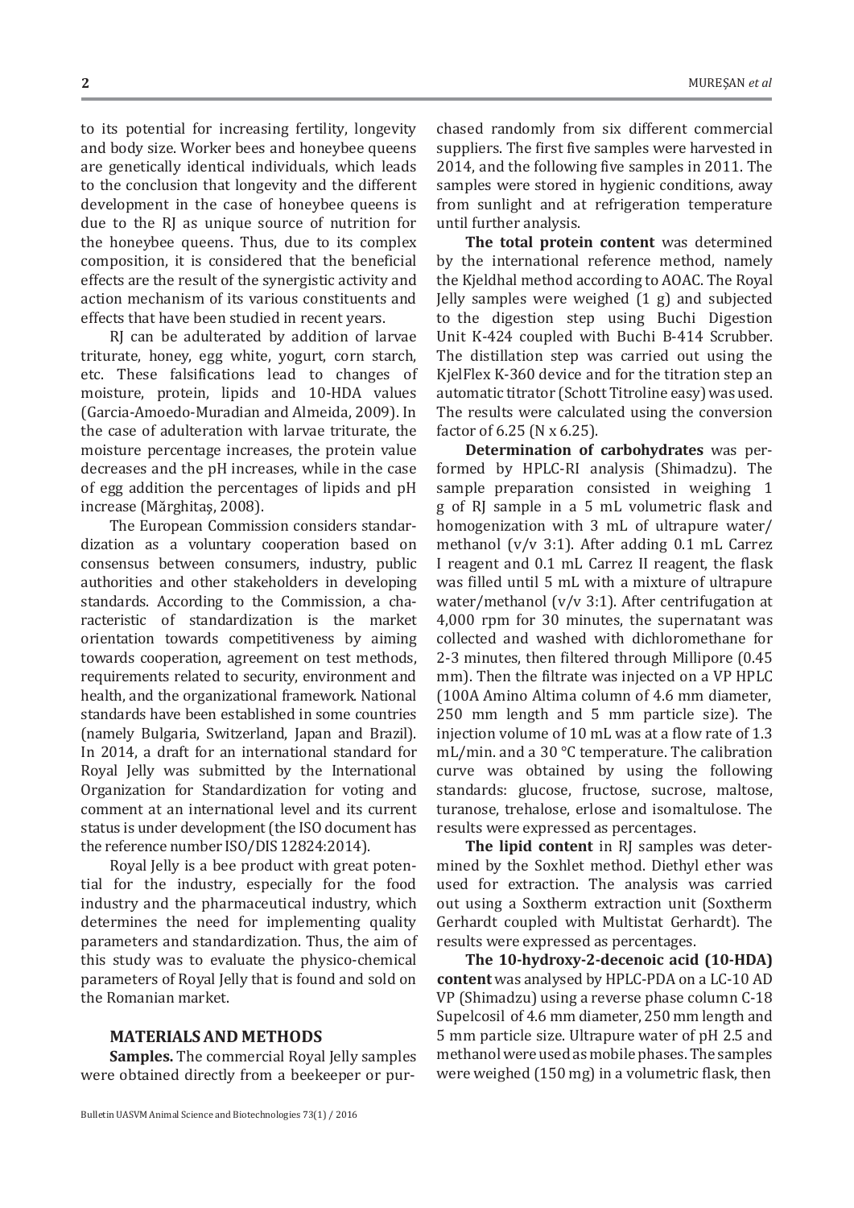to its potential for increasing fertility, longevity and body size. Worker bees and honeybee queens are genetically identical individuals, which leads to the conclusion that longevity and the different development in the case of honeybee queens is due to the RJ as unique source of nutrition for the honeybee queens. Thus, due to its complex composition, it is considered that the beneficial effects are the result of the synergistic activity and action mechanism of its various constituents and effects that have been studied in recent years.

RJ can be adulterated by addition of larvae triturate, honey, egg white, yogurt, corn starch, etc. These falsifications lead to changes of moisture, protein, lipids and 10-HDA values (Garcia-Amoedo-Muradian and Almeida, 2009). In the case of adulteration with larvae triturate, the moisture percentage increases, the protein value decreases and the pH increases, while in the case of egg addition the percentages of lipids and pH increase (Mărghitaș, 2008).

The European Commission considers standardization as a voluntary cooperation based on consensus between consumers, industry, public authorities and other stakeholders in developing standards. According to the Commission, a characteristic of standardization is the market orientation towards competitiveness by aiming towards cooperation, agreement on test methods, requirements related to security, environment and health, and the organizational framework. National standards have been established in some countries (namely Bulgaria, Switzerland, Japan and Brazil). In 2014, a draft for an international standard for Royal Jelly was submitted by the International Organization for Standardization for voting and comment at an international level and its current status is under development (the ISO document has the reference number ISO/DIS 12824:2014).

Royal Jelly is a bee product with great potential for the industry, especially for the food industry and the pharmaceutical industry, which determines the need for implementing quality parameters and standardization. Thus, the aim of this study was to evaluate the physico-chemical parameters of Royal Jelly that is found and sold on the Romanian market.

## MATERIALS AND METHODS

**Samples.** The commercial Royal Jelly samples were obtained directly from a beekeeper or purchased randomly from six different commercial suppliers. The first five samples were harvested in 2014, and the following five samples in 2011. The samples were stored in hygienic conditions, away from sunlight and at refrigeration temperature until further analysis.

**The total protein content** was determined by the international reference method, namely the Kjeldhal method according to AOAC. The Royal Jelly samples were weighed (1 g) and subjected to the digestion step using Buchi Digestion Unit K-424 coupled with Buchi B-414 Scrubber. The distillation step was carried out using the KjelFlex K-360 device and for the titration step an automatic titrator (Schott Titroline easy) was used. The results were calculated using the conversion factor of 6.25 (N x 6.25).

**Determination of carbohydrates** was performed by HPLC-RI analysis (Shimadzu). The sample preparation consisted in weighing 1 g of RJ sample in a 5 mL volumetric flask and homogenization with 3 mL of ultrapure water/methanol (v/v 3:1). After adding 0.1 mL Carrez I reagent and 0.1 mL Carrez II reagent, the flask was filled until 5 mL with a mixture of ultrapure water/methanol (v/v 3:1). After centrifugation at 4,000 rpm for 30 minutes, the supernatant was collected and washed with dichloromethane for 2-3 minutes, then filtered through Millipore (0.45 mm). Then the filtrate was injected on a VP HPLC (100A Amino Altima column of 4.6 mm diameter, 250 mm length and 5 mm particle size). The injection volume of 10 mL was at a flow rate of 1.3 mL/min. and a 30 °C temperature. The calibration curve was obtained by using the following standards: glucose, fructose, sucrose, maltose, turanose, trehalose, erlose and isomaltulose. The results were expressed as percentages.

**The lipid content** in RJ samples was determined by the Soxhlet method. Diethyl ether was used for extraction. The analysis was carried out using a Soxtherm extraction unit (Soxtherm Gerhardt coupled with Multistat Gerhardt). The results were expressed as percentages.

**The 10-hydroxy-2-decenoic acid (10-HDA) content** was analysed by HPLC-PDA on a LC-10 AD VP (Shimadzu) using a reverse phase column C-18 Supelcosil of 4.6 mm diameter, 250 mm length and 5 mm particle size. Ultrapure water of pH 2.5 and methanol were used as mobile phases. The samples were weighed (150 mg) in a volumetric flask, then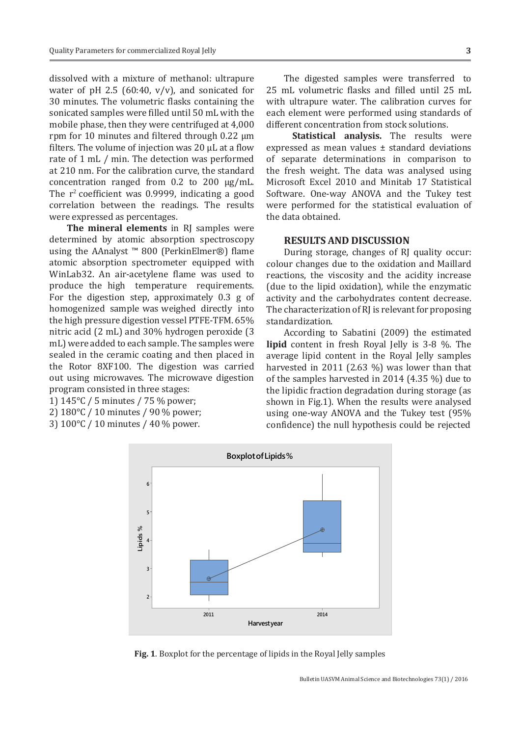dissolved with a mixture of methanol: ultrapure water of pH 2.5 (60:40, v/v), and sonicated for 30 minutes. The volumetric flasks containing the sonicated samples were filled until 50 mL with the mobile phase, then they were centrifuged at 4,000 rpm for 10 minutes and filtered through 0.22 μm filters. The volume of injection was 20 μL at a flow rate of 1 mL / min. The detection was performed at 210 nm. For the calibration curve, the standard concentration ranged from 0.2 to 200 μg/mL. The $r^2$ coefficient was 0.9999, indicating a good correlation between the readings. The results were expressed as percentages.

**The mineral elements** in RJ samples were determined by atomic absorption spectroscopy using the AAnalyst ™ 800 (PerkinElmer®) flame atomic absorption spectrometer equipped with WinLab32. An air-acetylene flame was used to produce the high temperature requirements. For the digestion step, approximately 0.3 g of homogenized sample was weighed directly into the high pressure digestion vessel PTFE-TFM. 65% nitric acid (2 mL) and 30% hydrogen peroxide (3 mL) were added to each sample. The samples were sealed in the ceramic coating and then placed in the Rotor 8XF100. The digestion was carried out using microwaves. The microwave digestion program consisted in three stages:

1) 145°C / 5 minutes / 75 % power;
2) 180°C / 10 minutes / 90 % power;
3) 100°C / 10 minutes / 40 % power.

The digested samples were transferred to 25 mL volumetric flasks and filled until 25 mL with ultrapure water. The calibration curves for each element were performed using standards of different concentration from stock solutions.

**Statistical analysis.** The results were expressed as mean values ± standard deviations of separate determinations in comparison to the fresh weight. The data was analysed using Microsoft Excel 2010 and Minitab 17 Statistical Software. One-way ANOVA and the Tukey test were performed for the statistical evaluation of the data obtained.

## RESULTS AND DISCUSSION

During storage, changes of RJ quality occur: colour changes due to the oxidation and Maillard reactions, the viscosity and the acidity increase (due to the lipid oxidation), while the enzymatic activity and the carbohydrates content decrease. The characterization of RJ is relevant for proposing standardization.

According to Sabatini (2009) the estimated **lipid** content in fresh Royal Jelly is 3-8 %. The average lipid content in the Royal Jelly samples harvested in 2011 (2.63 %) was lower than that of the samples harvested in 2014 (4.35 %) due to the lipidic fraction degradation during storage (as shown in Fig.1). When the results were analysed using one-way ANOVA and the Tukey test (95% confidence) the null hypothesis could be rejected

**Fig. 1**. Boxplot for the percentage of lipids in the Royal Jelly samples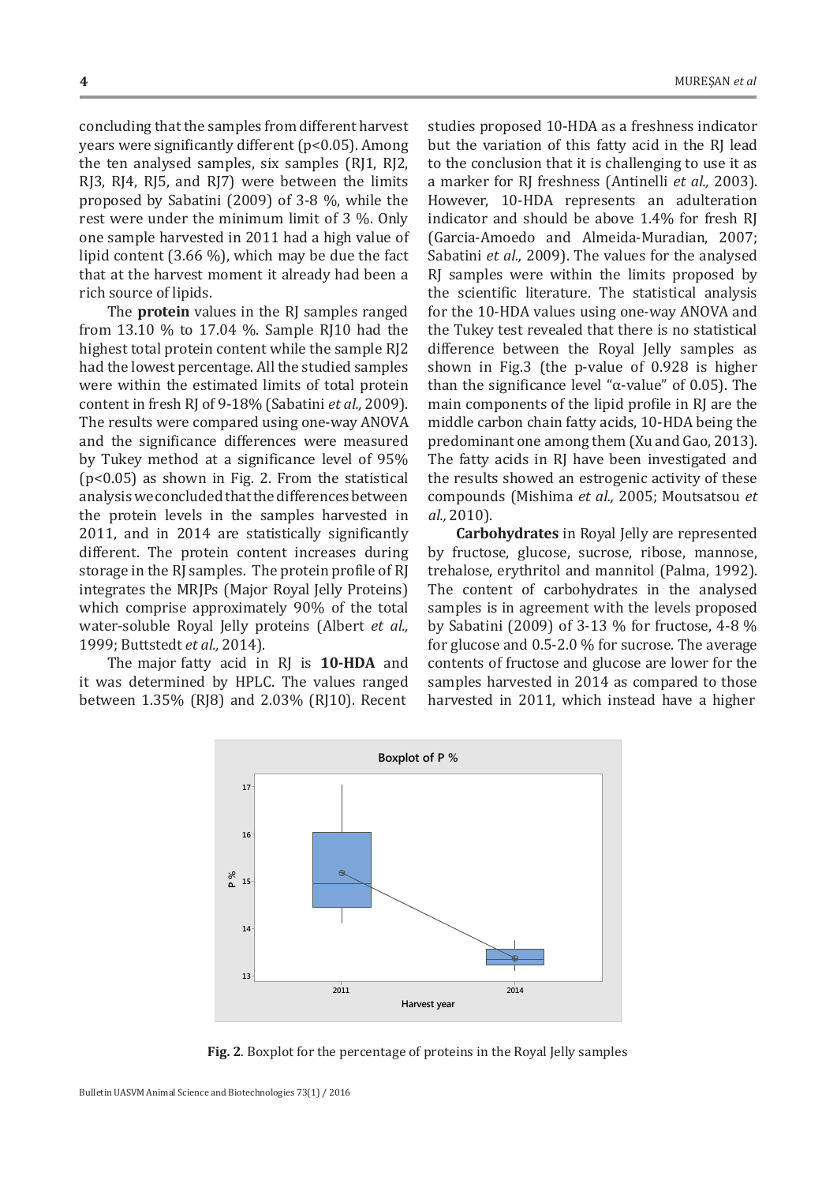concluding that the samples from different harvest years were significantly different ($p<0.05$). Among the ten analysed samples, six samples (RJ1, RJ2, RJ3, RJ4, RJ5, and RJ7) were between the limits proposed by Sabatini (2009) of 3-8 %, while the rest were under the minimum limit of 3 %. Only one sample harvested in 2011 had a high value of lipid content (3.66 %), which may be due the fact that at the harvest moment it already had been a rich source of lipids.

The **protein** values in the RJ samples ranged from 13.10 % to 17.04 %. Sample RJ10 had the highest total protein content while the sample RJ2 had the lowest percentage. All the studied samples were within the estimated limits of total protein content in fresh RJ of 9-18% (Sabatini *et al.,* 2009). The results were compared using one-way ANOVA and the significance differences were measured by Tukey method at a significance level of 95% ($p<0.05$) as shown in Fig. 2. From the statistical analysis we concluded that the differences between the protein levels in the samples harvested in 2011, and in 2014 are statistically significantly different. The protein content increases during storage in the RJ samples. The protein profile of RJ integrates the MRJPs (Major Royal Jelly Proteins) which comprise approximately 90% of the total water-soluble Royal Jelly proteins (Albert *et al.,* 1999; Buttstedt *et al.,* 2014).

The major fatty acid in RJ is **10-HDA** and it was determined by HPLC. The values ranged between 1.35% (RJ8) and 2.03% (RJ10). Recent studies proposed 10-HDA as a freshness indicator but the variation of this fatty acid in the RJ lead to the conclusion that it is challenging to use it as a marker for RJ freshness (Antinelli *et al.,* 2003). However, 10-HDA represents an adulteration indicator and should be above 1.4% for fresh RJ (Garcia-Amoedo and Almeida-Muradian, 2007; Sabatini *et al.,* 2009). The values for the analysed RJ samples were within the limits proposed by the scientific literature. The statistical analysis for the 10-HDA values using one-way ANOVA and the Tukey test revealed that there is no statistical difference between the Royal Jelly samples as shown in Fig.3 (the p-value of 0.928 is higher than the significance level "α-value" of 0.05). The main components of the lipid profile in RJ are the middle carbon chain fatty acids, 10-HDA being the predominant one among them (Xu and Gao, 2013). The fatty acids in RJ have been investigated and the results showed an estrogenic activity of these compounds (Mishima *et al.,* 2005; Moutsatsou *et al.,* 2010).

**Carbohydrates** in Royal Jelly are represented by fructose, glucose, sucrose, ribose, mannose, trehalose, erythritol and mannitol (Palma, 1992). The content of carbohydrates in the analysed samples is in agreement with the levels proposed by Sabatini (2009) of 3-13 % for fructose, 4-8 % for glucose and 0.5-2.0 % for sucrose. The average contents of fructose and glucose are lower for the samples harvested in 2014 as compared to those harvested in 2011, which instead have a higher

**Fig. 2**. Boxplot for the percentage of proteins in the Royal Jelly samples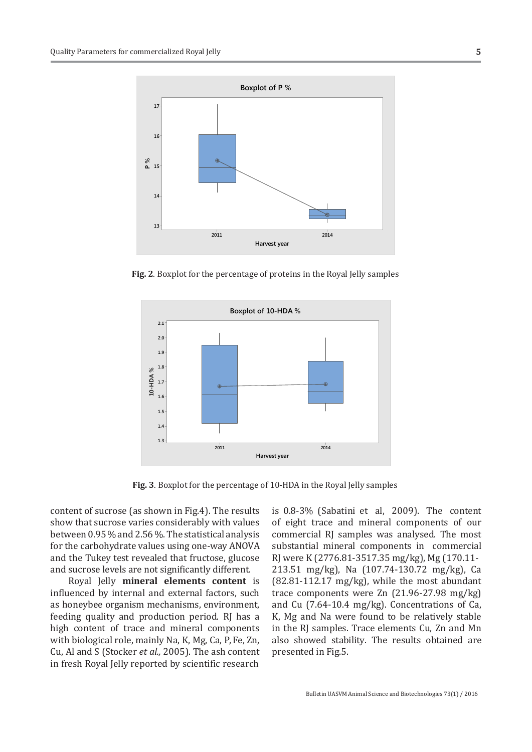**Fig. 2**. Boxplot for the percentage of proteins in the Royal Jelly samples

**Fig. 3**. Boxplot for the percentage of 10-HDA in the Royal Jelly samples

content of sucrose (as shown in Fig.4). The results show that sucrose varies considerably with values between 0.95 % and 2.56 %. The statistical analysis for the carbohydrate values using one-way ANOVA and the Tukey test revealed that fructose, glucose and sucrose levels are not significantly different.

Royal Jelly **mineral elements content** is influenced by internal and external factors, such as honeybee organism mechanisms, environment, feeding quality and production period. RJ has a high content of trace and mineral components with biological role, mainly Na, K, Mg, Ca, P, Fe, Zn, Cu, Al and S (Stocker *et al.,* 2005). The ash content in fresh Royal Jelly reported by scientific research is 0.8-3% (Sabatini et al, 2009). The content of eight trace and mineral components of our commercial RJ samples was analysed. The most substantial mineral components in commercial RJ were K (2776.81-3517.35 mg/kg), Mg (170.11-213.51 mg/kg), Na (107.74-130.72 mg/kg), Ca (82.81-112.17 mg/kg), while the most abundant trace components were Zn (21.96-27.98 mg/kg) and Cu (7.64-10.4 mg/kg). Concentrations of Ca, K, Mg and Na were found to be relatively stable in the RJ samples. Trace elements Cu, Zn and Mn also showed stability. The results obtained are presented in Fig.5.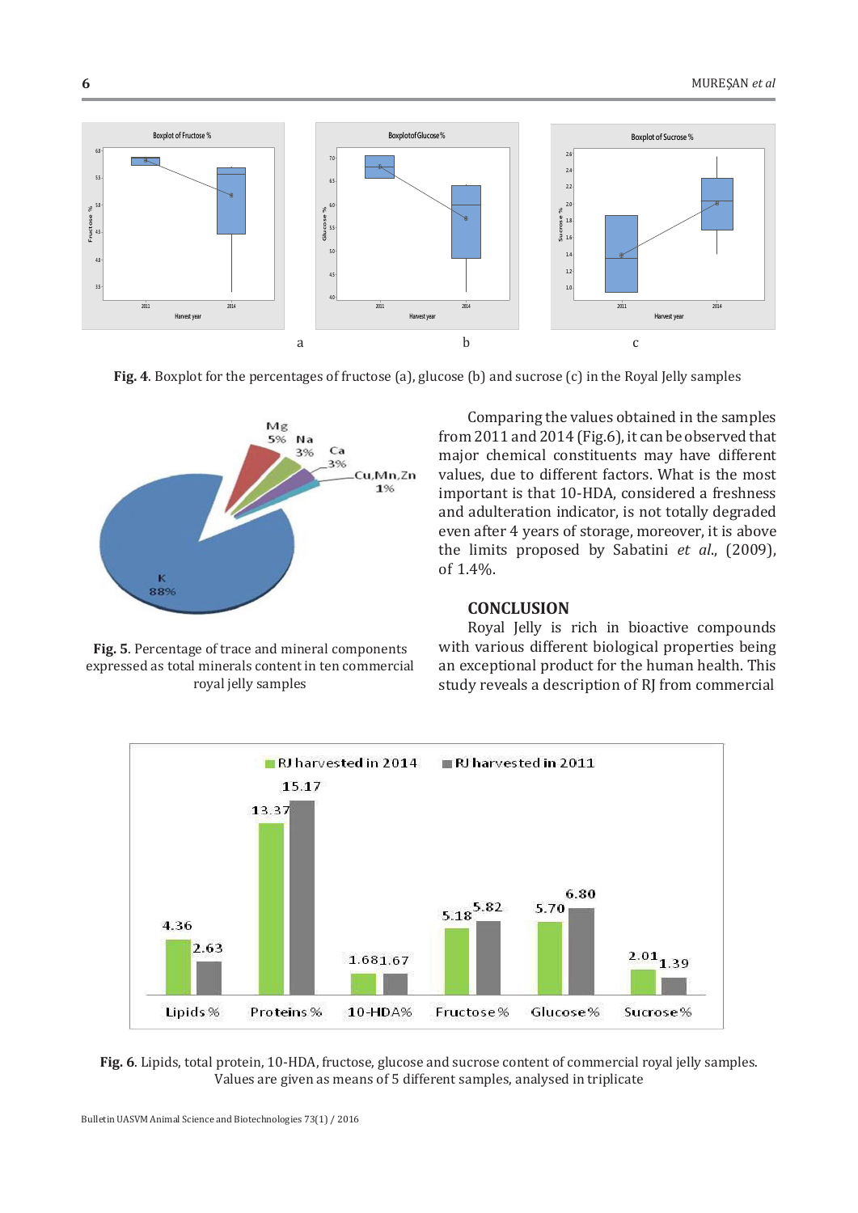Fig. 4. Boxplot for the percentages of fructose (a), glucose (b) and sucrose (c) in the Royal Jelly samples

Fig. 5. Percentage of trace and mineral components expressed as total minerals content in ten commercial royal jelly samples

Comparing the values obtained in the samples from 2011 and 2014 (Fig.6), it can be observed that major chemical constituents may have different values, due to different factors. What is the most important is that 10-HDA, considered a freshness and adulteration indicator, is not totally degraded even after 4 years of storage, moreover, it is above the limits proposed by Sabatini *et al.*, (2009), of 1.4%.

## CONCLUSION

Royal Jelly is rich in bioactive compounds with various different biological properties being an exceptional product for the human health. This study reveals a description of RJ from commercial

Fig. 6. Lipids, total protein, 10-HDA, fructose, glucose and sucrose content of commercial royal jelly samples. Values are given as means of 5 different samples, analysed in triplicate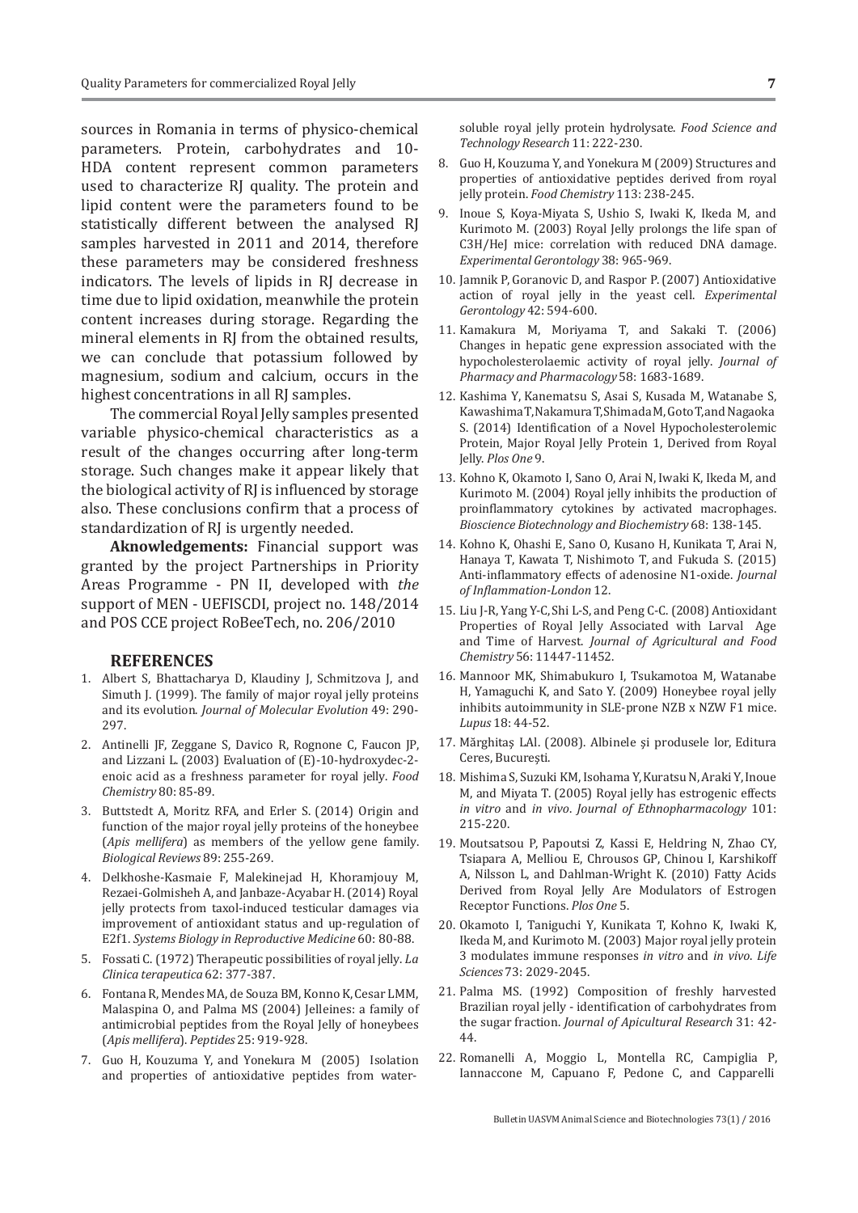sources in Romania in terms of physico-chemical parameters. Protein, carbohydrates and 10-HDA content represent common parameters used to characterize RJ quality. The protein and lipid content were the parameters found to be statistically different between the analysed RJ samples harvested in 2011 and 2014, therefore these parameters may be considered freshness indicators. The levels of lipids in RJ decrease in time due to lipid oxidation, meanwhile the protein content increases during storage. Regarding the mineral elements in RJ from the obtained results, we can conclude that potassium followed by magnesium, sodium and calcium, occurs in the highest concentrations in all RJ samples.

The commercial Royal Jelly samples presented variable physico-chemical characteristics as a result of the changes occurring after long-term storage. Such changes make it appear likely that the biological activity of RJ is influenced by storage also. These conclusions confirm that a process of standardization of RJ is urgently needed.

**Aknowledgements:** Financial support was granted by the project Partnerships in Priority Areas Programme - PN II, developed with *the* support of MEN - UEFISCDI, project no. 148/2014 and POS CCE project RoBeeTech, no. 206/2010

## REFERENCES

1. Albert S, Bhattacharya D, Klaudiny J, Schmitzova J, and Simuth J. (1999). The family of major royal jelly proteins and its evolution. *Journal of Molecular Evolution* 49: 290-297.
2. Antinelli JF, Zeggane S, Davico R, Rognone C, Faucon JP, and Lizzani L. (2003) Evaluation of (E)-10-hydroxydec-2-enoic acid as a freshness parameter for royal jelly. *Food Chemistry* 80: 85-89.
3. Buttstedt A, Moritz RFA, and Erler S. (2014) Origin and function of the major royal jelly proteins of the honeybee (*Apis mellifera*) as members of the yellow gene family. *Biological Reviews* 89: 255-269.
4. Delkhoshe-Kasmaie F, Malekinejad H, Khoramjouy M, Rezaei-Golmisheh A, and Janbaze-Acyabar H. (2014) Royal jelly protects from taxol-induced testicular damages via improvement of antioxidant status and up-regulation of E2f1. *Systems Biology in Reproductive Medicine* 60: 80-88.
5. Fossati C. (1972) Therapeutic possibilities of royal jelly. *La Clinica terapeutica* 62: 377-387.
6. Fontana R, Mendes MA, de Souza BM, Konno K, Cesar LMM, Malaspina O, and Palma MS (2004) Jelleines: a family of antimicrobial peptides from the Royal Jelly of honeybees (*Apis mellifera*). *Peptides* 25: 919-928.
7. Guo H, Kouzuma Y, and Yonekura M (2005) Isolation and properties of antioxidative peptides from water-soluble royal jelly protein hydrolysate. *Food Science and Technology Research* 11: 222-230.
8. Guo H, Kouzuma Y, and Yonekura M (2009) Structures and properties of antioxidative peptides derived from royal jelly protein. *Food Chemistry* 113: 238-245.
9. Inoue S, Koya-Miyata S, Ushio S, Iwaki K, Ikeda M, and Kurimoto M. (2003) Royal Jelly prolongs the life span of C3H/HeJ mice: correlation with reduced DNA damage. *Experimental Gerontology* 38: 965-969.
10. Jamnik P, Goranovic D, and Raspor P. (2007) Antioxidative action of royal jelly in the yeast cell. *Experimental Gerontology* 42: 594-600.
11. Kamakura M, Moriyama T, and Sakaki T. (2006) Changes in hepatic gene expression associated with the hypocholesterolaemic activity of royal jelly. *Journal of Pharmacy and Pharmacology* 58: 1683-1689.
12. Kashima Y, Kanematsu S, Asai S, Kusada M, Watanabe S, Kawashima T, Nakamura T, Shimada M, Goto T, and Nagaoka S. (2014) Identification of a Novel Hypocholesterolemic Protein, Major Royal Jelly Protein 1, Derived from Royal Jelly. *Plos One* 9.
13. Kohno K, Okamoto I, Sano O, Arai N, Iwaki K, Ikeda M, and Kurimoto M. (2004) Royal jelly inhibits the production of proinflammatory cytokines by activated macrophages. *Bioscience Biotechnology and Biochemistry* 68: 138-145.
14. Kohno K, Ohashi E, Sano O, Kusano H, Kunikata T, Arai N, Hanaya T, Kawata T, Nishimoto T, and Fukuda S. (2015) Anti-inflammatory effects of adenosine N1-oxide. *Journal of Inflammation-London* 12.
15. Liu J-R, Yang Y-C, Shi L-S, and Peng C-C. (2008) Antioxidant Properties of Royal Jelly Associated with Larval Age and Time of Harvest. *Journal of Agricultural and Food Chemistry* 56: 11447-11452.
16. Mannoor MK, Shimabukuro I, Tsukamotoa M, Watanabe H, Yamaguchi K, and Sato Y. (2009) Honeybee royal jelly inhibits autoimmunity in SLE-prone NZB x NZW F1 mice. *Lupus* 18: 44-52.
17. Mărghitaş LAl. (2008). Albinele şi produsele lor, Editura Ceres, Bucureşti.
18. Mishima S, Suzuki KM, Isohama Y, Kuratsu N, Araki Y, Inoue M, and Miyata T. (2005) Royal jelly has estrogenic effects *in vitro* and *in vivo*. *Journal of Ethnopharmacology* 101: 215-220.
19. Moutsatsou P, Papoutsi Z, Kassi E, Heldring N, Zhao CY, Tsiapara A, Melliou E, Chrousos GP, Chinou I, Karshikoff A, Nilsson L, and Dahlman-Wright K. (2010) Fatty Acids Derived from Royal Jelly Are Modulators of Estrogen Receptor Functions. *Plos One* 5.
20. Okamoto I, Taniguchi Y, Kunikata T, Kohno K, Iwaki K, Ikeda M, and Kurimoto M. (2003) Major royal jelly protein 3 modulates immune responses *in vitro* and *in vivo*. *Life Sciences* 73: 2029-2045.
21. Palma MS. (1992) Composition of freshly harvested Brazilian royal jelly - identification of carbohydrates from the sugar fraction. *Journal of Apicultural Research* 31: 42-44.
22. Romanelli A, Moggio L, Montella RC, Campiglia P, Iannaccone M, Capuano F, Pedone C, and Capparelli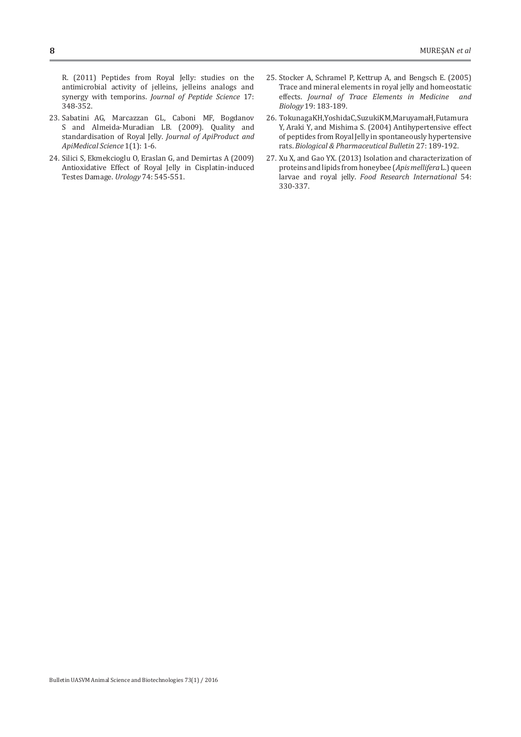R. (2011) Peptides from Royal Jelly: studies on the antimicrobial activity of jelleins, jelleins analogs and synergy with temporins. *Journal of Peptide Science* 17: 348-352.

23. Sabatini AG, Marcazzan GL, Caboni MF, Bogdanov S and Almeida-Muradian LB. (2009). Quality and standardisation of Royal Jelly. *Journal of ApiProduct and ApiMedical Science* 1(1): 1-6.

24. Silici S, Ekmekcioglu O, Eraslan G, and Demirtas A (2009) Antioxidative Effect of Royal Jelly in Cisplatin-induced Testes Damage. *Urology* 74: 545-551.

25. Stocker A, Schramel P, Kettrup A, and Bengsch E. (2005) Trace and mineral elements in royal jelly and homeostatic effects. *Journal of Trace Elements in Medicine and Biology* 19: 183-189.

26. TokunagaKH,YoshidaC,SuzukiKM,MaruyamaH,Futamura Y, Araki Y, and Mishima S. (2004) Antihypertensive effect of peptides from Royal Jelly in spontaneously hypertensive rats. *Biological & Pharmaceutical Bulletin* 27: 189-192.

27. Xu X, and Gao YX. (2013) Isolation and characterization of proteins and lipids from honeybee (*Apis mellifera* L.) queen larvae and royal jelly. *Food Research International* 54: 330-337.